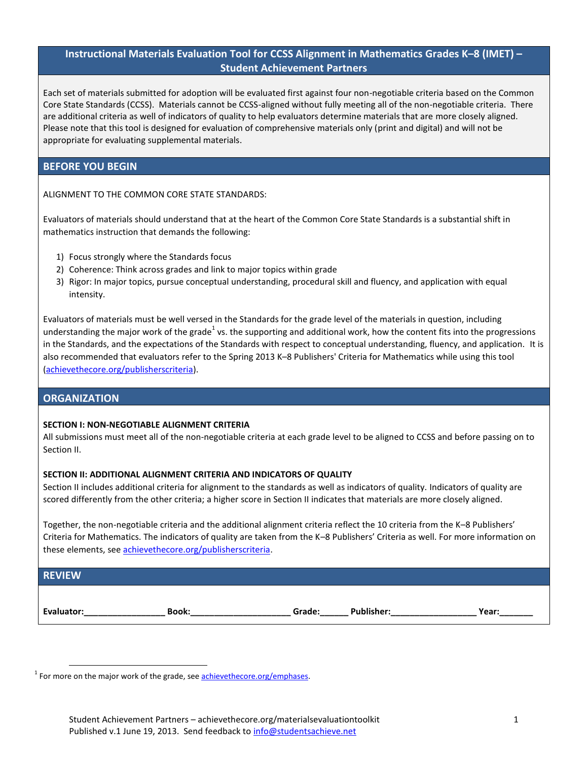# Instructional Materials Evaluation Tool for CCSS Alignment in Mathematics Grades K–8 (IMET) – Student Achievement Partners

Each set of materials submitted for adoption will be evaluated first against four non-negotiable criteria based on the Common Core State Standards (CCSS). Materials cannot be CCSS-aligned without fully meeting all of the non-negotiable criteria. There are additional criteria as well of indicators of quality to help evaluators determine materials that are more closely aligned. Please note that this tool is designed for evaluation of comprehensive materials only (print and digital) and will not be appropriate for evaluating supplemental materials.

## BEFORE YOU BEGIN

ALIGNMENT TO THE COMMON CORE STATE STANDARDS:

Evaluators of materials should understand that at the heart of the Common Core State Standards is a substantial shift in mathematics instruction that demands the following:

1) Focus strongly where the Standards focus
2) Coherence: Think across grades and link to major topics within grade
3) Rigor: In major topics, pursue conceptual understanding, procedural skill and fluency, and application with equal intensity.

Evaluators of materials must be well versed in the Standards for the grade level of the materials in question, including understanding the major work of the grade[1] vs. the supporting and additional work, how the content fits into the progressions in the Standards, and the expectations of the Standards with respect to conceptual understanding, fluency, and application. It is also recommended that evaluators refer to the Spring 2013 K–8 Publishers' Criteria for Mathematics while using this tool (achievethecore.org/publisherscriteria).

## ORGANIZATION

**SECTION I: NON-NEGOTIABLE ALIGNMENT CRITERIA**
All submissions must meet all of the non-negotiable criteria at each grade level to be aligned to CCSS and before passing on to Section II.

**SECTION II: ADDITIONAL ALIGNMENT CRITERIA AND INDICATORS OF QUALITY**
Section II includes additional criteria for alignment to the standards as well as indicators of quality. Indicators of quality are scored differently from the other criteria; a higher score in Section II indicates that materials are more closely aligned.

Together, the non-negotiable criteria and the additional alignment criteria reflect the 10 criteria from the K–8 Publishers' Criteria for Mathematics. The indicators of quality are taken from the K–8 Publishers' Criteria as well. For more information on these elements, see achievethecore.org/publisherscriteria.

## REVIEW

**Evaluator:\_\_\_\_\_\_\_\_\_\_\_\_\_\_\_\_\_ Book:\_\_\_\_\_\_\_\_\_\_\_\_\_\_\_\_\_\_\_\_\_ Grade:\_\_\_\_\_\_ Publisher:\_\_\_\_\_\_\_\_\_\_\_\_\_\_\_\_\_\_ Year:\_\_\_\_\_\_\_**

[1] For more on the major work of the grade, see achievethecore.org/emphases.

Student Achievement Partners – achievethecore.org/materialsevaluationtoolkit
Published v.1 June 19, 2013. Send feedback to info@studentsachieve.net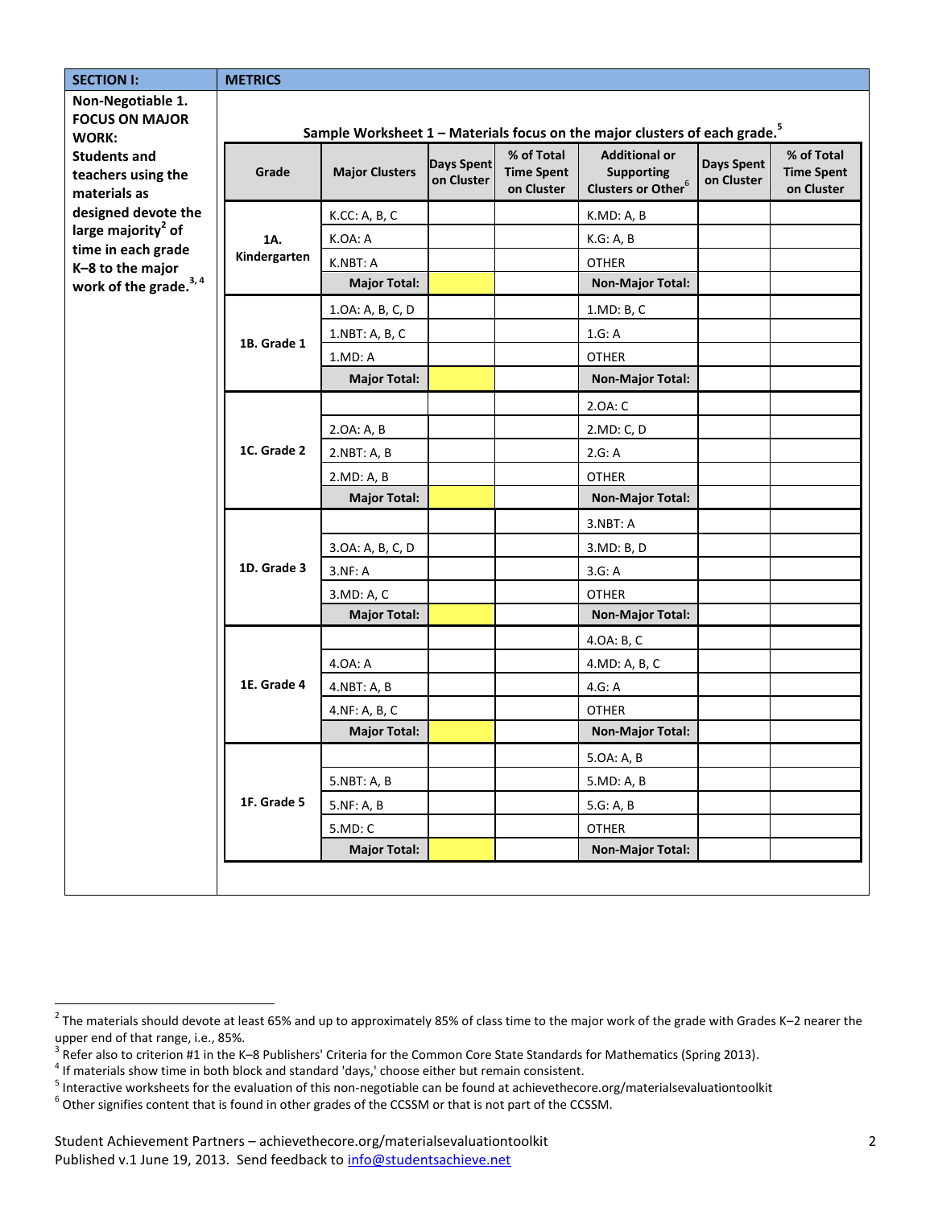| SECTION I: | METRICS |
|---|---|
| **Non-Negotiable 1. FOCUS ON MAJOR WORK:** Students and teachers using the materials as designed devote the large majority[2] of time in each grade K–8 to the major work of the grade.[3, 4] | |

**Sample Worksheet 1 – Materials focus on the major clusters of each grade.[5]**

| Grade | Major Clusters | Days Spent on Cluster | % of Total Time Spent on Cluster | Additional or Supporting Clusters or Other[6] | Days Spent on Cluster | % of Total Time Spent on Cluster |
|---|---|---|---|---|---|---|
| 1A. Kindergarten | K.CC: A, B, C | | | K.MD: A, B | | |
| | K.OA: A | | | K.G: A, B | | |
| | K.NBT: A | | | OTHER | | |
| | **Major Total:** | | | **Non-Major Total:** | | |
| 1B. Grade 1 | 1.OA: A, B, C, D | | | 1.MD: B, C | | |
| | 1.NBT: A, B, C | | | 1.G: A | | |
| | 1.MD: A | | | OTHER | | |
| | **Major Total:** | | | **Non-Major Total:** | | |
| 1C. Grade 2 | | | | 2.OA: C | | |
| | 2.OA: A, B | | | 2.MD: C, D | | |
| | 2.NBT: A, B | | | 2.G: A | | |
| | 2.MD: A, B | | | OTHER | | |
| | **Major Total:** | | | **Non-Major Total:** | | |
| 1D. Grade 3 | | | | 3.NBT: A | | |
| | 3.OA: A, B, C, D | | | 3.MD: B, D | | |
| | 3.NF: A | | | 3.G: A | | |
| | 3.MD: A, C | | | OTHER | | |
| | **Major Total:** | | | **Non-Major Total:** | | |
| 1E. Grade 4 | | | | 4.OA: B, C | | |
| | 4.OA: A | | | 4.MD: A, B, C | | |
| | 4.NBT: A, B | | | 4.G: A | | |
| | 4.NF: A, B, C | | | OTHER | | |
| | **Major Total:** | | | **Non-Major Total:** | | |
| 1F. Grade 5 | | | | 5.OA: A, B | | |
| | 5.NBT: A, B | | | 5.MD: A, B | | |
| | 5.NF: A, B | | | 5.G: A, B | | |
| | 5.MD: C | | | OTHER | | |
| | **Major Total:** | | | **Non-Major Total:** | | |

---

[2] The materials should devote at least 65% and up to approximately 85% of class time to the major work of the grade with Grades K–2 nearer the upper end of that range, i.e., 85%.

[3] Refer also to criterion #1 in the K–8 Publishers' Criteria for the Common Core State Standards for Mathematics (Spring 2013).

[4] If materials show time in both block and standard 'days,' choose either but remain consistent.

[5] Interactive worksheets for the evaluation of this non-negotiable can be found at achievethecore.org/materialsevaluationtoolkit

[6] Other signifies content that is found in other grades of the CCSSM or that is not part of the CCSSM.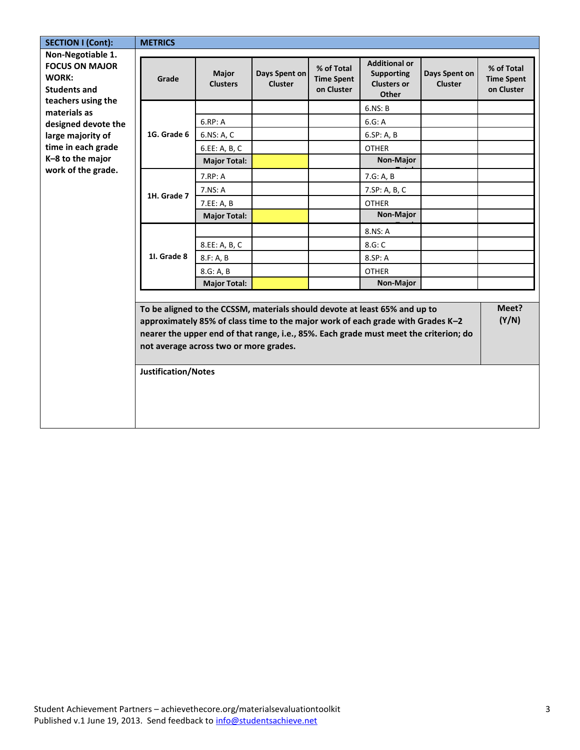| SECTION I (Cont): | METRICS |
|---|---|
| **Non-Negotiable 1. FOCUS ON MAJOR WORK:** Students and teachers using the materials as designed devote the large majority of time in each grade K–8 to the major work of the grade. | |

| Grade | Major Clusters | Days Spent on Cluster | % of Total Time Spent on Cluster | Additional or Supporting Clusters or Other | Days Spent on Cluster | % of Total Time Spent on Cluster |
|---|---|---|---|---|---|---|
| 1G. Grade 6 | | | | 6.NS: B | | |
| | 6.RP: A | | | 6.G: A | | |
| | 6.NS: A, C | | | 6.SP: A, B | | |
| | 6.EE: A, B, C | | | OTHER | | |
| | **Major Total:** | | | **Non-Major Total:** | | |
| 1H. Grade 7 | 7.RP: A | | | 7.G: A, B | | |
| | 7.NS: A | | | 7.SP: A, B, C | | |
| | 7.EE: A, B | | | OTHER | | |
| | **Major Total:** | | | **Non-Major Total:** | | |
| 1I. Grade 8 | | | | 8.NS: A | | |
| | 8.EE: A, B, C | | | 8.G: C | | |
| | 8.F: A, B | | | 8.SP: A | | |
| | 8.G: A, B | | | OTHER | | |
| | **Major Total:** | | | **Non-Major Total:** | | |

| **To be aligned to the CCSSM, materials should devote at least 65% and up to approximately 85% of class time to the major work of each grade with Grades K–2 nearer the upper end of that range, i.e., 85%. Each grade must meet the criterion; do not average across two or more grades.** | **Meet? (Y/N)** |
|---|---|
| | |

**Justification/Notes**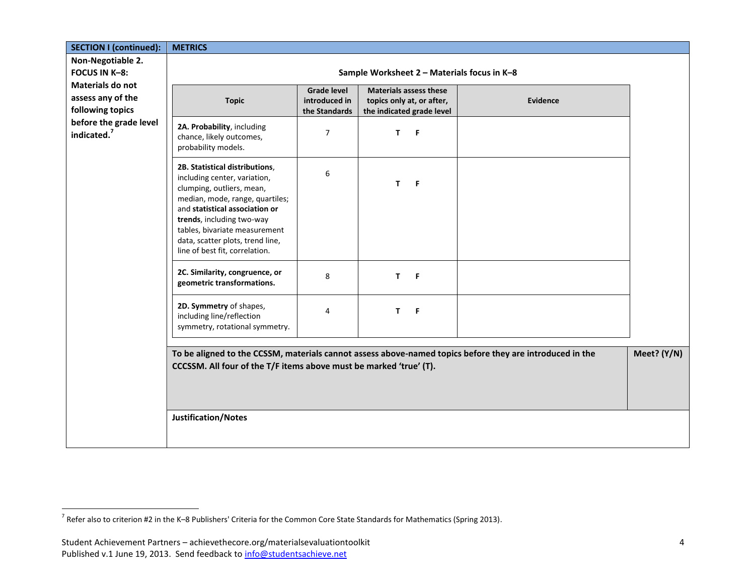| SECTION I (continued): | METRICS |
|---|---|
| **Non-Negotiable 2. FOCUS IN K–8: Materials do not assess any of the following topics before the grade level indicated.**[7] | **Sample Worksheet 2 – Materials focus in K–8** |

| Topic | Grade level introduced in the Standards | Materials assess these topics only at, or after, the indicated grade level | Evidence |
|---|---|---|---|
| **2A. Probability**, including chance, likely outcomes, probability models. | 7 | **T F** | |
| **2B. Statistical distributions**, including center, variation, clumping, outliers, mean, median, mode, range, quartiles; and **statistical association or trends**, including two-way tables, bivariate measurement data, scatter plots, trend line, line of best fit, correlation. | 6 | **T F** | |
| **2C. Similarity, congruence, or geometric transformations.** | 8 | **T F** | |
| **2D. Symmetry** of shapes, including line/reflection symmetry, rotational symmetry. | 4 | **T F** | |

| **To be aligned to the CCSSM, materials cannot assess above-named topics before they are introduced in the CCCSSM. All four of the T/F items above must be marked 'true' (T).** | **Meet? (Y/N)** |
|---|---|
| | |

**Justification/Notes**

[7] Refer also to criterion #2 in the K–8 Publishers' Criteria for the Common Core State Standards for Mathematics (Spring 2013).

Student Achievement Partners – achievethecore.org/materialsevaluationtoolkit
Published v.1 June 19, 2013. Send feedback to info@studentsachieve.net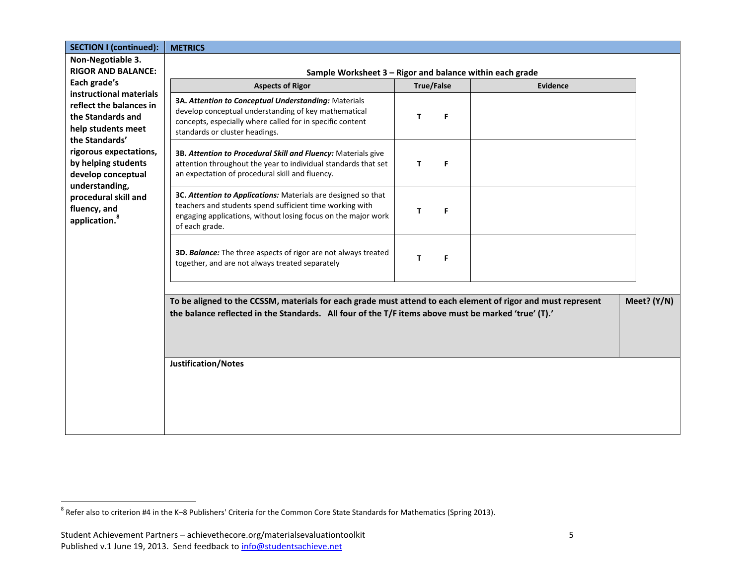| SECTION I (continued): | METRICS |
|---|---|
| **Non-Negotiable 3. RIGOR AND BALANCE: Each grade's instructional materials reflect the balances in the Standards and help students meet the Standards' rigorous expectations, by helping students develop conceptual understanding, procedural skill and fluency, and application.[8]** | |

**Sample Worksheet 3 – Rigor and balance within each grade**

| Aspects of Rigor | True/False | Evidence |
|---|---|---|
| **3A. *Attention to Conceptual Understanding:*** Materials develop conceptual understanding of key mathematical concepts, especially where called for in specific content standards or cluster headings. | **T F** | |
| **3B. *Attention to Procedural Skill and Fluency:*** Materials give attention throughout the year to individual standards that set an expectation of procedural skill and fluency. | **T F** | |
| **3C. *Attention to Applications:*** Materials are designed so that teachers and students spend sufficient time working with engaging applications, without losing focus on the major work of each grade. | **T F** | |
| **3D. *Balance:*** The three aspects of rigor are not always treated together, and are not always treated separately | **T F** | |

| To be aligned to the CCSSM, materials for each grade must attend to each element of rigor and must represent the balance reflected in the Standards. All four of the T/F items above must be marked 'true' (T).' | Meet? (Y/N) |
|---|---|
| | |

**Justification/Notes**

[8] Refer also to criterion #4 in the K–8 Publishers' Criteria for the Common Core State Standards for Mathematics (Spring 2013).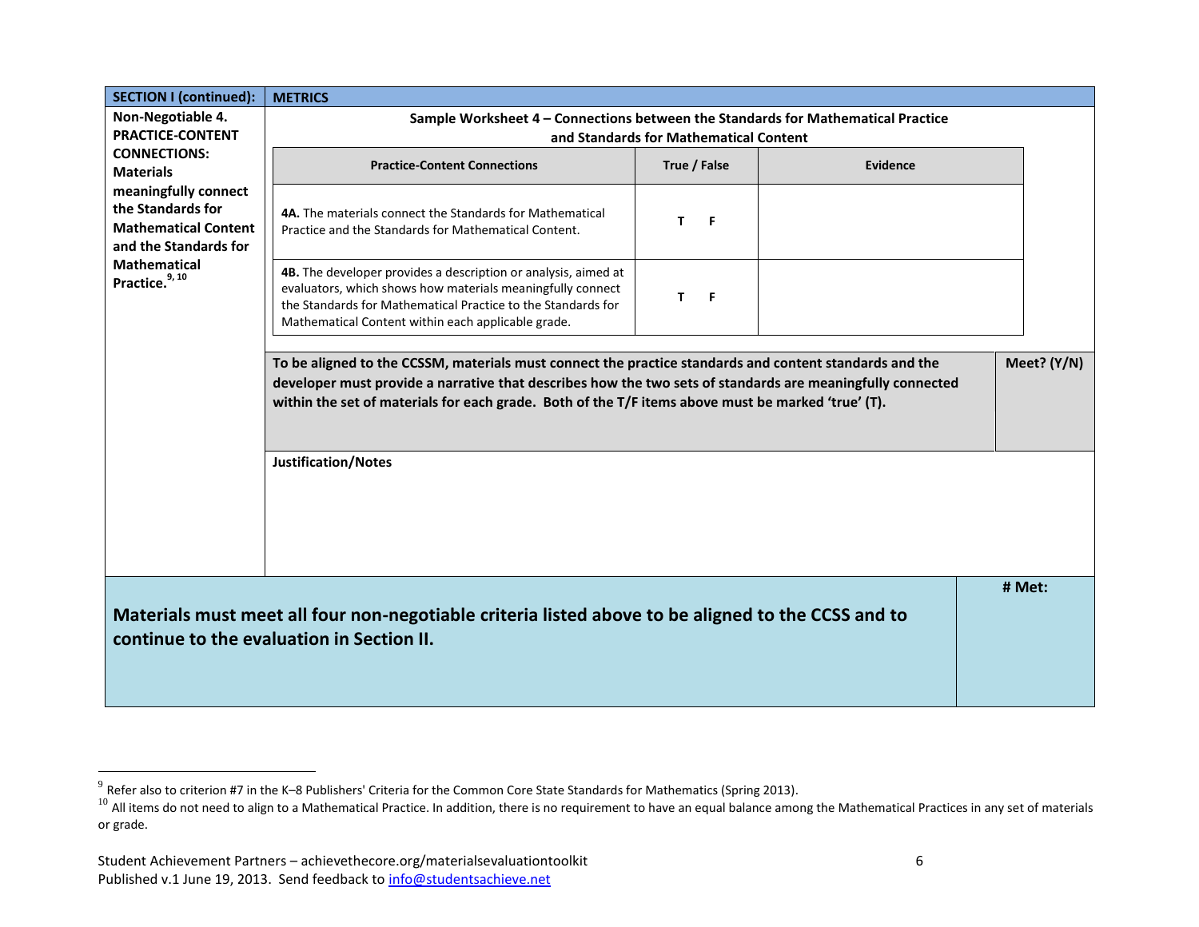| SECTION I (continued): | METRICS |
|---|---|
| **Non-Negotiable 4. PRACTICE-CONTENT CONNECTIONS: Materials meaningfully connect the Standards for Mathematical Content and the Standards for Mathematical Practice.**[9, 10] | |

**Sample Worksheet 4 – Connections between the Standards for Mathematical Practice and Standards for Mathematical Content**

| Practice-Content Connections | True / False | Evidence |
|---|---|---|
| **4A.** The materials connect the Standards for Mathematical Practice and the Standards for Mathematical Content. | T F | |
| **4B.** The developer provides a description or analysis, aimed at evaluators, which shows how materials meaningfully connect the Standards for Mathematical Practice to the Standards for Mathematical Content within each applicable grade. | T F | |

| To be aligned to the CCSSM, materials must connect the practice standards and content standards and the developer must provide a narrative that describes how the two sets of standards are meaningfully connected within the set of materials for each grade. Both of the T/F items above must be marked 'true' (T). | Meet? (Y/N) |
|---|---|
| | |

**Justification/Notes**

| Materials must meet all four non-negotiable criteria listed above to be aligned to the CCSS and to continue to the evaluation in Section II. | # Met: |
|---|---|
| | |

[9] Refer also to criterion #7 in the K–8 Publishers' Criteria for the Common Core State Standards for Mathematics (Spring 2013).

[10] All items do not need to align to a Mathematical Practice. In addition, there is no requirement to have an equal balance among the Mathematical Practices in any set of materials or grade.

Student Achievement Partners – achievethecore.org/materialsevaluationtoolkit
Published v.1 June 19, 2013. Send feedback to info@studentsachieve.net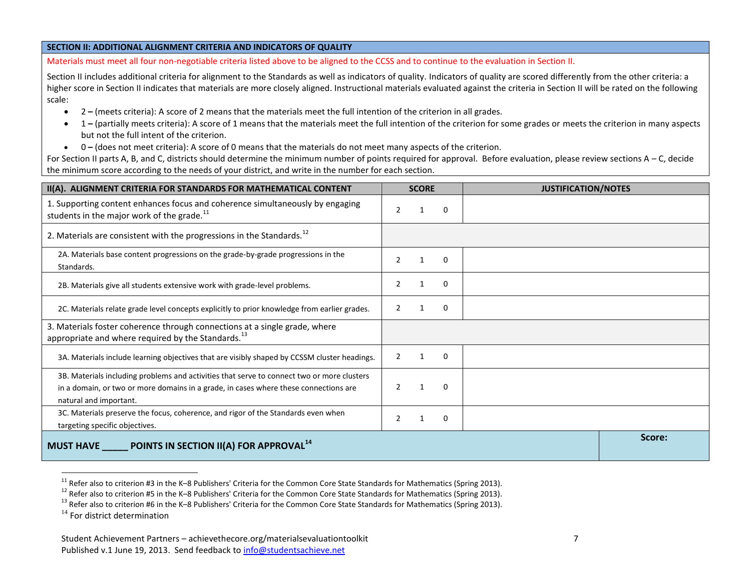## SECTION II: ADDITIONAL ALIGNMENT CRITERIA AND INDICATORS OF QUALITY

Materials must meet all four non-negotiable criteria listed above to be aligned to the CCSS and to continue to the evaluation in Section II.

Section II includes additional criteria for alignment to the Standards as well as indicators of quality. Indicators of quality are scored differently from the other criteria: a higher score in Section II indicates that materials are more closely aligned. Instructional materials evaluated against the criteria in Section II will be rated on the following scale:

- 2 **–** (meets criteria): A score of 2 means that the materials meet the full intention of the criterion in all grades.
- 1 **–** (partially meets criteria): A score of 1 means that the materials meet the full intention of the criterion for some grades or meets the criterion in many aspects but not the full intent of the criterion.
- 0 **–** (does not meet criteria): A score of 0 means that the materials do not meet many aspects of the criterion.

For Section II parts A, B, and C, districts should determine the minimum number of points required for approval. Before evaluation, please review sections A – C, decide the minimum score according to the needs of your district, and write in the number for each section.

| II(A). ALIGNMENT CRITERIA FOR STANDARDS FOR MATHEMATICAL CONTENT | SCORE | JUSTIFICATION/NOTES |
|---|---|---|
| 1. Supporting content enhances focus and coherence simultaneously by engaging students in the major work of the grade.[11] | 2 1 0 | |
| 2. Materials are consistent with the progressions in the Standards.[12] | | |
| 2A. Materials base content progressions on the grade-by-grade progressions in the Standards. | 2 1 0 | |
| 2B. Materials give all students extensive work with grade-level problems. | 2 1 0 | |
| 2C. Materials relate grade level concepts explicitly to prior knowledge from earlier grades. | 2 1 0 | |
| 3. Materials foster coherence through connections at a single grade, where appropriate and where required by the Standards.[13] | | |
| 3A. Materials include learning objectives that are visibly shaped by CCSSM cluster headings. | 2 1 0 | |
| 3B. Materials including problems and activities that serve to connect two or more clusters in a domain, or two or more domains in a grade, in cases where these connections are natural and important. | 2 1 0 | |
| 3C. Materials preserve the focus, coherence, and rigor of the Standards even when targeting specific objectives. | 2 1 0 | |
| **MUST HAVE _____ POINTS IN SECTION II(A) FOR APPROVAL[14]** | | **Score:** |

[11] Refer also to criterion #3 in the K–8 Publishers' Criteria for the Common Core State Standards for Mathematics (Spring 2013).
[12] Refer also to criterion #5 in the K–8 Publishers' Criteria for the Common Core State Standards for Mathematics (Spring 2013).
[13] Refer also to criterion #6 in the K–8 Publishers' Criteria for the Common Core State Standards for Mathematics (Spring 2013).
[14] For district determination

Student Achievement Partners – achievethecore.org/materialsevaluationtoolkit
Published v.1 June 19, 2013. Send feedback to info@studentsachieve.net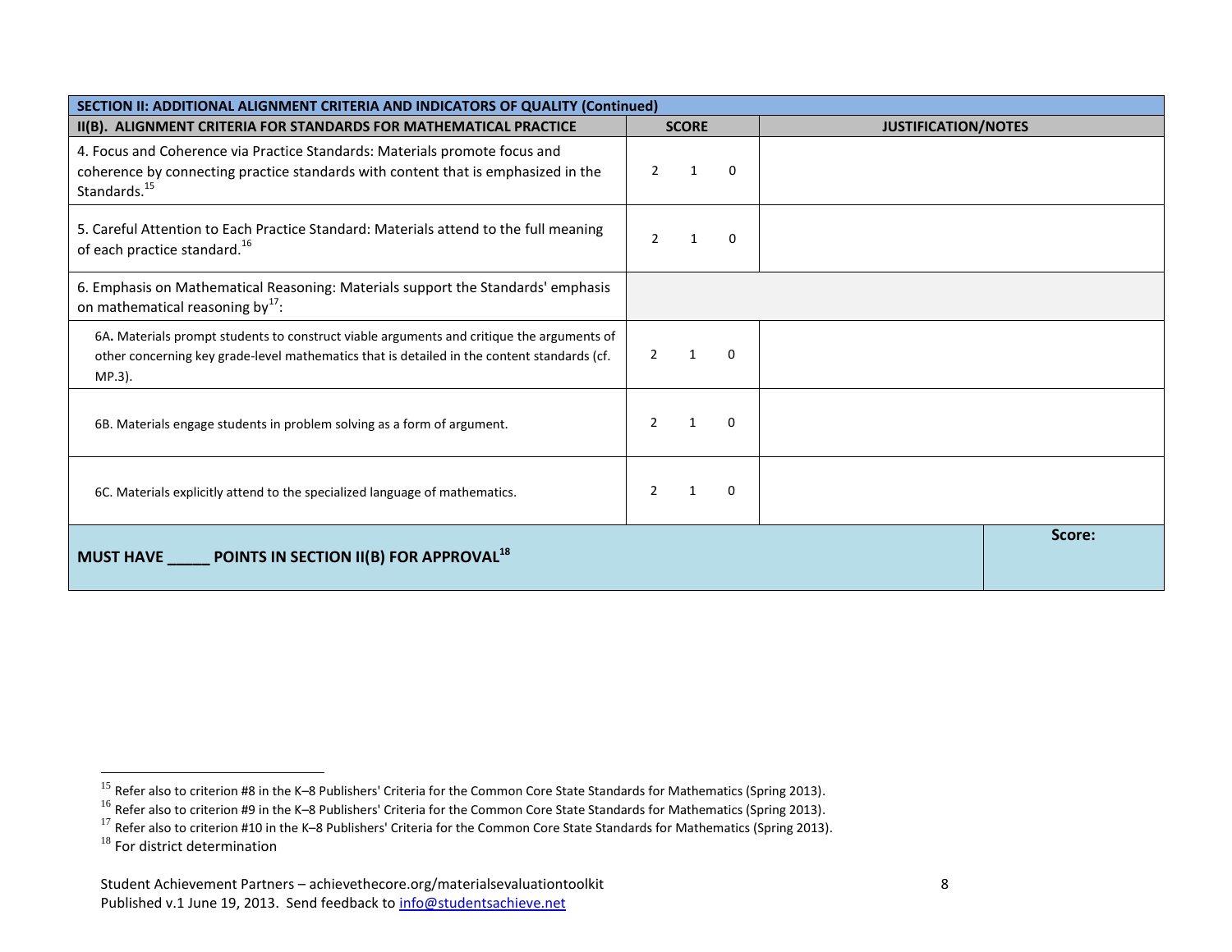| SECTION II: ADDITIONAL ALIGNMENT CRITERIA AND INDICATORS OF QUALITY (Continued) | | |
|---|---|---|
| **II(B). ALIGNMENT CRITERIA FOR STANDARDS FOR MATHEMATICAL PRACTICE** | **SCORE** | **JUSTIFICATION/NOTES** |
| 4. Focus and Coherence via Practice Standards: Materials promote focus and coherence by connecting practice standards with content that is emphasized in the Standards.[15] | 2 1 0 | |
| 5. Careful Attention to Each Practice Standard: Materials attend to the full meaning of each practice standard.[16] | 2 1 0 | |
| 6. Emphasis on Mathematical Reasoning: Materials support the Standards' emphasis on mathematical reasoning by[17]: | | |
| 6A**.** Materials prompt students to construct viable arguments and critique the arguments of other concerning key grade-level mathematics that is detailed in the content standards (cf. MP.3). | 2 1 0 | |
| 6B. Materials engage students in problem solving as a form of argument. | 2 1 0 | |
| 6C. Materials explicitly attend to the specialized language of mathematics. | 2 1 0 | |
| **MUST HAVE _____ POINTS IN SECTION II(B) FOR APPROVAL[18]** | | **Score:** |

[15] Refer also to criterion #8 in the K–8 Publishers' Criteria for the Common Core State Standards for Mathematics (Spring 2013).

[16] Refer also to criterion #9 in the K–8 Publishers' Criteria for the Common Core State Standards for Mathematics (Spring 2013).

[17] Refer also to criterion #10 in the K–8 Publishers' Criteria for the Common Core State Standards for Mathematics (Spring 2013).

[18] For district determination

Student Achievement Partners – achievethecore.org/materialsevaluationtoolkit
Published v.1 June 19, 2013. Send feedback to info@studentsachieve.net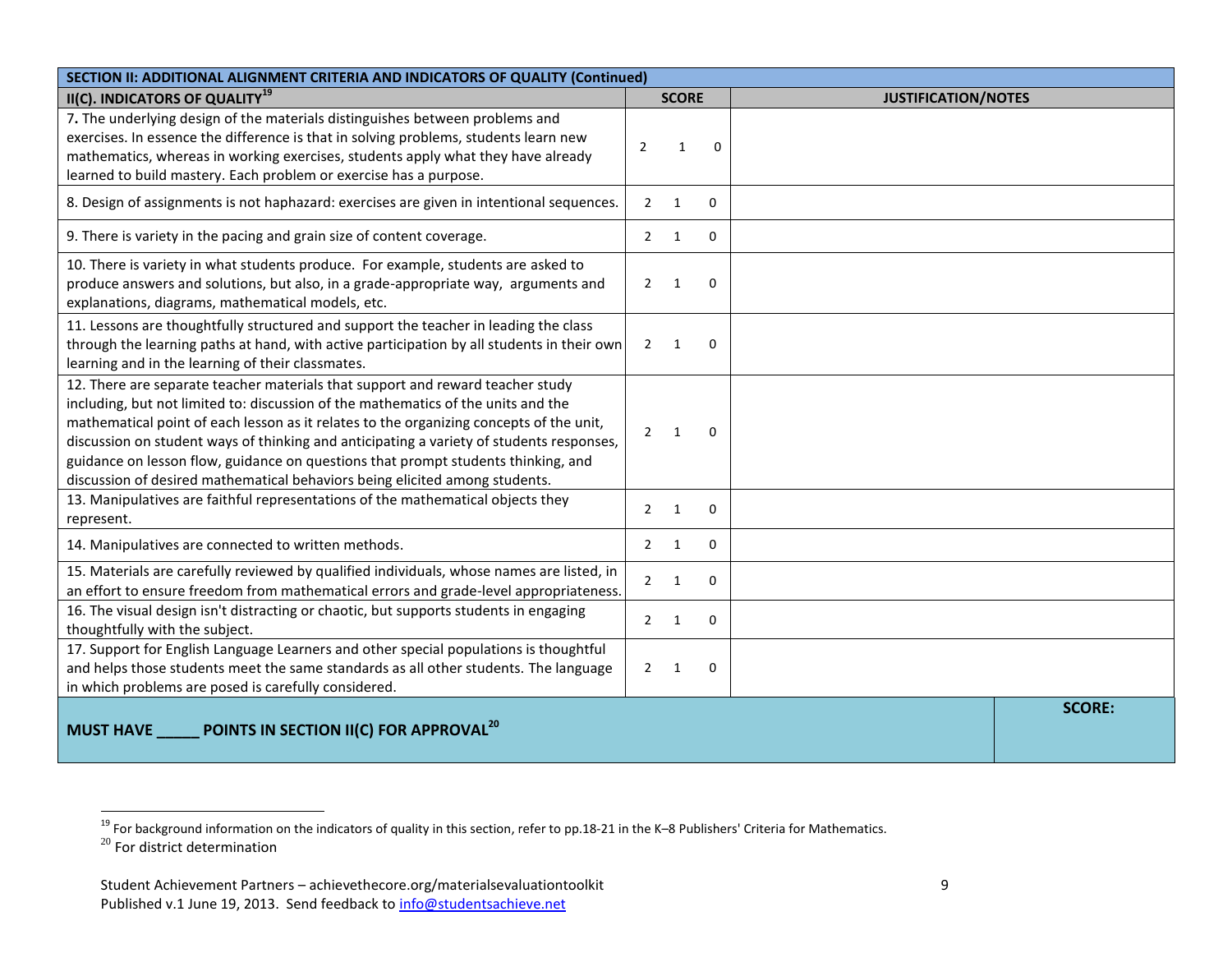| SECTION II: ADDITIONAL ALIGNMENT CRITERIA AND INDICATORS OF QUALITY (Continued) | | |
|---|---|---|
| **II(C). INDICATORS OF QUALITY**[19] | **SCORE** | **JUSTIFICATION/NOTES** |
| 7**.** The underlying design of the materials distinguishes between problems and exercises. In essence the difference is that in solving problems, students learn new mathematics, whereas in working exercises, students apply what they have already learned to build mastery. Each problem or exercise has a purpose. | 2 1 0 | |
| 8. Design of assignments is not haphazard: exercises are given in intentional sequences. | 2 1 0 | |
| 9. There is variety in the pacing and grain size of content coverage. | 2 1 0 | |
| 10. There is variety in what students produce. For example, students are asked to produce answers and solutions, but also, in a grade-appropriate way, arguments and explanations, diagrams, mathematical models, etc. | 2 1 0 | |
| 11. Lessons are thoughtfully structured and support the teacher in leading the class through the learning paths at hand, with active participation by all students in their own learning and in the learning of their classmates. | 2 1 0 | |
| 12. There are separate teacher materials that support and reward teacher study including, but not limited to: discussion of the mathematics of the units and the mathematical point of each lesson as it relates to the organizing concepts of the unit, discussion on student ways of thinking and anticipating a variety of students responses, guidance on lesson flow, guidance on questions that prompt students thinking, and discussion of desired mathematical behaviors being elicited among students. | 2 1 0 | |
| 13. Manipulatives are faithful representations of the mathematical objects they represent. | 2 1 0 | |
| 14. Manipulatives are connected to written methods. | 2 1 0 | |
| 15. Materials are carefully reviewed by qualified individuals, whose names are listed, in an effort to ensure freedom from mathematical errors and grade-level appropriateness. | 2 1 0 | |
| 16. The visual design isn't distracting or chaotic, but supports students in engaging thoughtfully with the subject. | 2 1 0 | |
| 17. Support for English Language Learners and other special populations is thoughtful and helps those students meet the same standards as all other students. The language in which problems are posed is carefully considered. | 2 1 0 | |
| **MUST HAVE _____ POINTS IN SECTION II(C) FOR APPROVAL**[20] | | **SCORE:** |

[19] For background information on the indicators of quality in this section, refer to pp.18-21 in the K–8 Publishers' Criteria for Mathematics.

[20] For district determination

Student Achievement Partners – achievethecore.org/materialsevaluationtoolkit
Published v.1 June 19, 2013. Send feedback to info@studentsachieve.net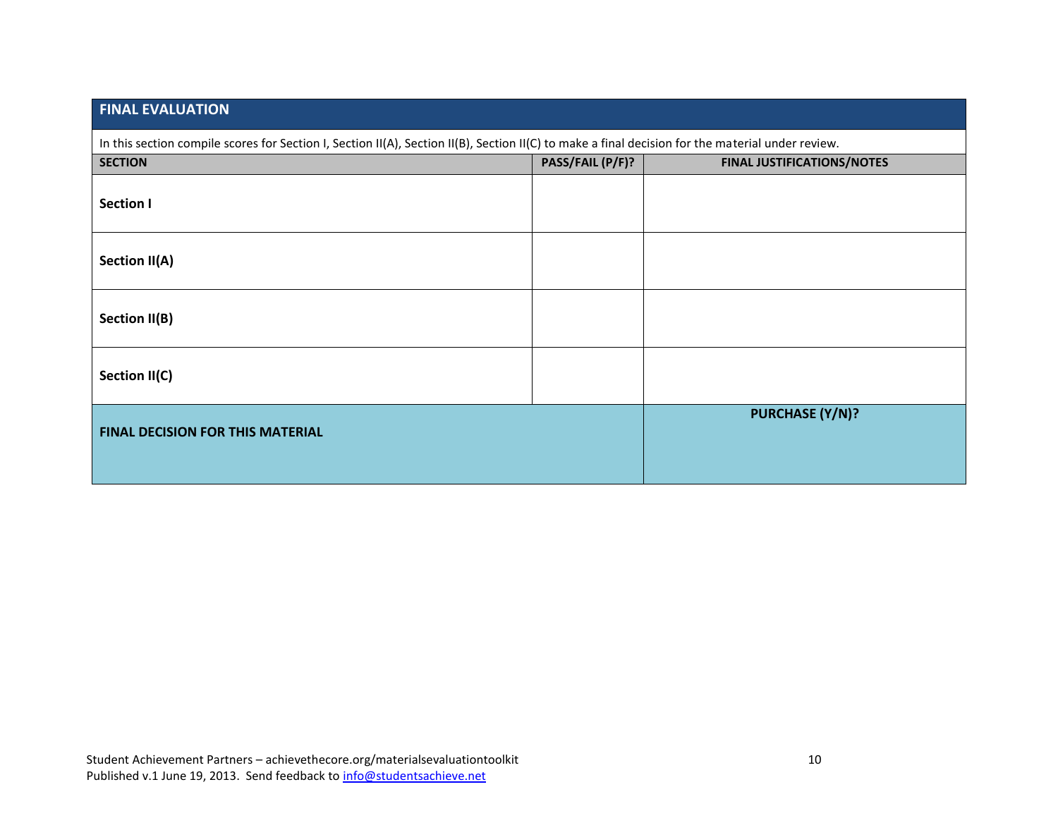## FINAL EVALUATION

In this section compile scores for Section I, Section II(A), Section II(B), Section II(C) to make a final decision for the material under review.

| SECTION | PASS/FAIL (P/F)? | FINAL JUSTIFICATIONS/NOTES |
|---|---|---|
| **Section I** | | |
| **Section II(A)** | | |
| **Section II(B)** | | |
| **Section II(C)** | | |
| **FINAL DECISION FOR THIS MATERIAL** | | **PURCHASE (Y/N)?** |

Student Achievement Partners – achievethecore.org/materialsevaluationtoolkit
Published v.1 June 19, 2013. Send feedback to info@studentsachieve.net